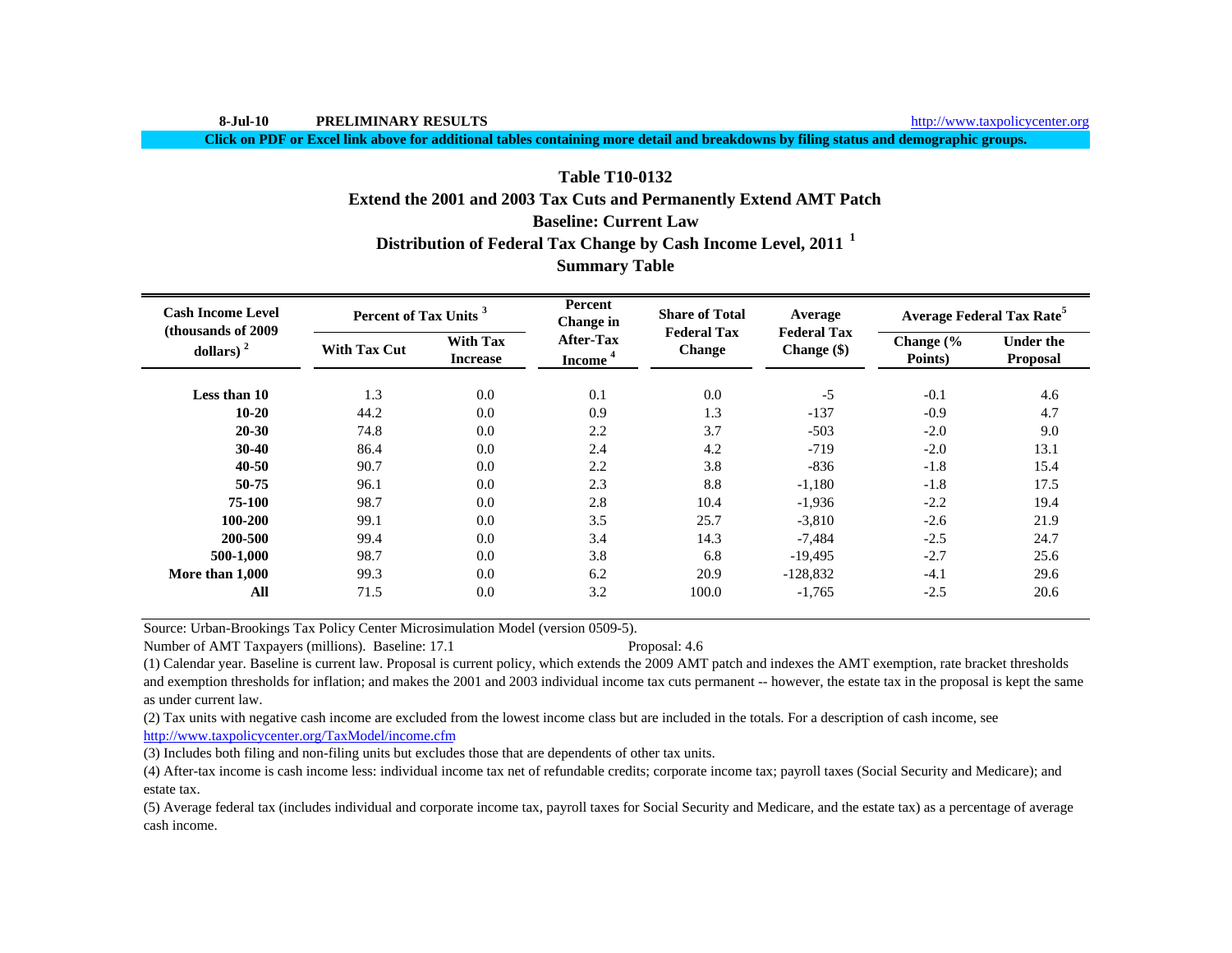8-Jul-10 **PRELIMINARY RESULTS** http://www.taxpolicycenter.org

**Click on PDF or Excel link above for additional tables containing more detail and breakdowns by filing status and demographic groups.**

# Table T10-0132

## Extend the 2001 and 2003 Tax Cuts and Permanently Extend AMT Patch

## Baseline: Current Law

## Distribution of Federal Tax Change by Cash Income Level, 2011 [1]

## Summary Table

| Cash Income Level (thousands of 2009 dollars) [2] | Percent of Tax Units [3] | | Percent Change in After-Tax Income [4] | Share of Total Federal Tax Change | Average Federal Tax Change ($) | Average Federal Tax Rate[5] | |
|---|---|---|---|---|---|---|---|
| | With Tax Cut | With Tax Increase | | | | Change (% Points) | Under the Proposal |
| **Less than 10** | 1.3 | 0.0 | 0.1 | 0.0 | -5 | -0.1 | 4.6 |
| **10-20** | 44.2 | 0.0 | 0.9 | 1.3 | -137 | -0.9 | 4.7 |
| **20-30** | 74.8 | 0.0 | 2.2 | 3.7 | -503 | -2.0 | 9.0 |
| **30-40** | 86.4 | 0.0 | 2.4 | 4.2 | -719 | -2.0 | 13.1 |
| **40-50** | 90.7 | 0.0 | 2.2 | 3.8 | -836 | -1.8 | 15.4 |
| **50-75** | 96.1 | 0.0 | 2.3 | 8.8 | -1,180 | -1.8 | 17.5 |
| **75-100** | 98.7 | 0.0 | 2.8 | 10.4 | -1,936 | -2.2 | 19.4 |
| **100-200** | 99.1 | 0.0 | 3.5 | 25.7 | -3,810 | -2.6 | 21.9 |
| **200-500** | 99.4 | 0.0 | 3.4 | 14.3 | -7,484 | -2.5 | 24.7 |
| **500-1,000** | 98.7 | 0.0 | 3.8 | 6.8 | -19,495 | -2.7 | 25.6 |
| **More than 1,000** | 99.3 | 0.0 | 6.2 | 20.9 | -128,832 | -4.1 | 29.6 |
| **All** | 71.5 | 0.0 | 3.2 | 100.0 | -1,765 | -2.5 | 20.6 |

Source: Urban-Brookings Tax Policy Center Microsimulation Model (version 0509-5).

Number of AMT Taxpayers (millions). Baseline: 17.1 Proposal: 4.6

(1) Calendar year. Baseline is current law. Proposal is current policy, which extends the 2009 AMT patch and indexes the AMT exemption, rate bracket thresholds and exemption thresholds for inflation; and makes the 2001 and 2003 individual income tax cuts permanent -- however, the estate tax in the proposal is kept the same as under current law.

(2) Tax units with negative cash income are excluded from the lowest income class but are included in the totals. For a description of cash income, see http://www.taxpolicycenter.org/TaxModel/income.cfm

(3) Includes both filing and non-filing units but excludes those that are dependents of other tax units.

(4) After-tax income is cash income less: individual income tax net of refundable credits; corporate income tax; payroll taxes (Social Security and Medicare); and estate tax.

(5) Average federal tax (includes individual and corporate income tax, payroll taxes for Social Security and Medicare, and the estate tax) as a percentage of average cash income.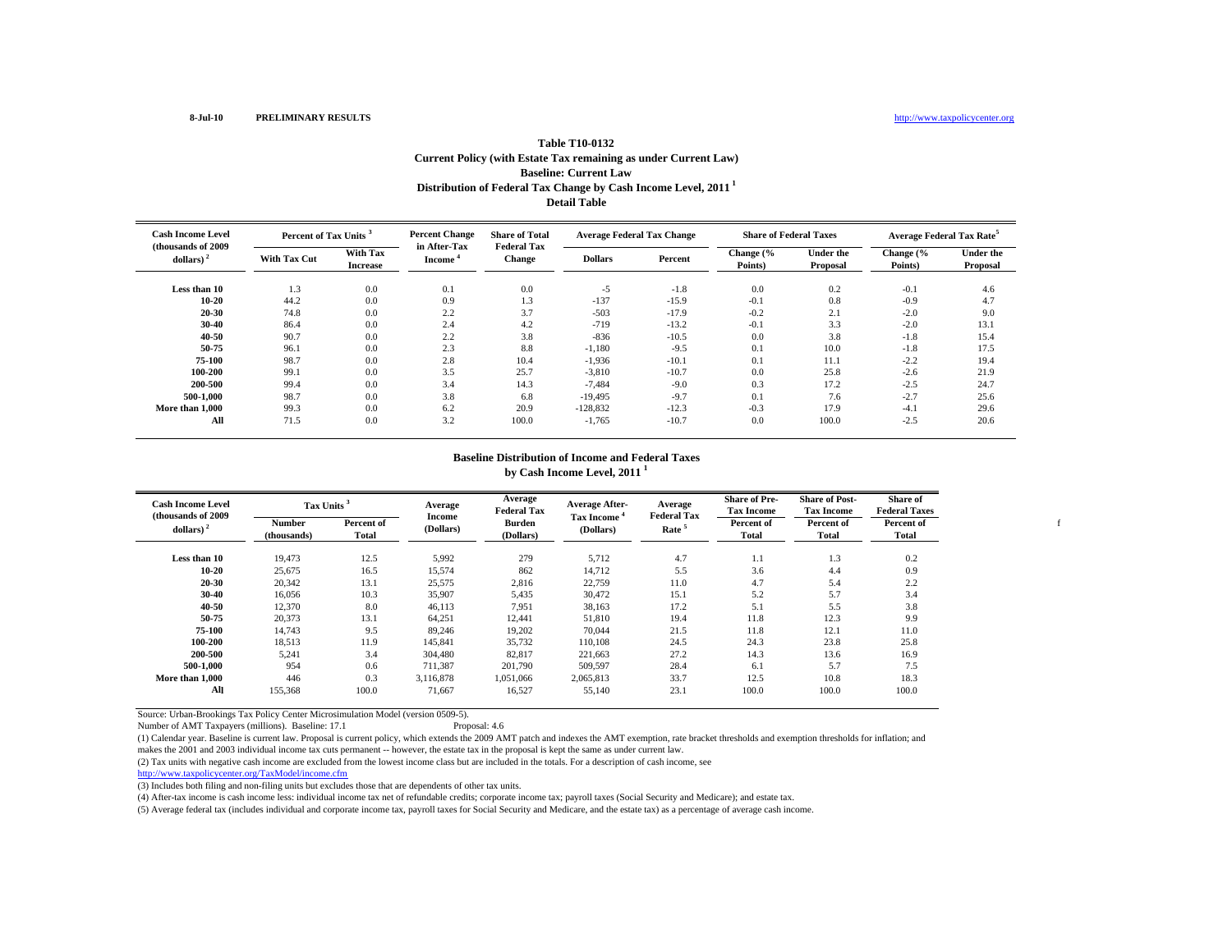8-Jul-10 **PRELIMINARY RESULTS** http://www.taxpolicycenter.org

## Table T10-0132
### Current Policy (with Estate Tax remaining as under Current Law)
### Baseline: Current Law
### Distribution of Federal Tax Change by Cash Income Level, 2011 [1]
### Detail Table

| Cash Income Level (thousands of 2009 dollars) [2] | Percent of Tax Units [3] | | Percent Change in After-Tax Income [4] | Share of Total Federal Tax Change | Average Federal Tax Change | | Share of Federal Taxes | | Average Federal Tax Rate[5] | |
|---|---|---|---|---|---|---|---|---|---|---|
| | With Tax Cut | With Tax Increase | | | Dollars | Percent | Change (% Points) | Under the Proposal | Change (% Points) | Under the Proposal |
| Less than 10 | 1.3 | 0.0 | 0.1 | 0.0 | -5 | -1.8 | 0.0 | 0.2 | -0.1 | 4.6 |
| 10-20 | 44.2 | 0.0 | 0.9 | 1.3 | -137 | -15.9 | -0.1 | 0.8 | -0.9 | 4.7 |
| 20-30 | 74.8 | 0.0 | 2.2 | 3.7 | -503 | -17.9 | -0.2 | 2.1 | -2.0 | 9.0 |
| 30-40 | 86.4 | 0.0 | 2.4 | 4.2 | -719 | -13.2 | -0.1 | 3.3 | -2.0 | 13.1 |
| 40-50 | 90.7 | 0.0 | 2.2 | 3.8 | -836 | -10.5 | 0.0 | 3.8 | -1.8 | 15.4 |
| 50-75 | 96.1 | 0.0 | 2.3 | 8.8 | -1,180 | -9.5 | 0.1 | 10.0 | -1.8 | 17.5 |
| 75-100 | 98.7 | 0.0 | 2.8 | 10.4 | -1,936 | -10.1 | 0.1 | 11.1 | -2.2 | 19.4 |
| 100-200 | 99.1 | 0.0 | 3.5 | 25.7 | -3,810 | -10.7 | 0.0 | 25.8 | -2.6 | 21.9 |
| 200-500 | 99.4 | 0.0 | 3.4 | 14.3 | -7,484 | -9.0 | 0.3 | 17.2 | -2.5 | 24.7 |
| 500-1,000 | 98.7 | 0.0 | 3.8 | 6.8 | -19,495 | -9.7 | 0.1 | 7.6 | -2.7 | 25.6 |
| More than 1,000 | 99.3 | 0.0 | 6.2 | 20.9 | -128,832 | -12.3 | -0.3 | 17.9 | -4.1 | 29.6 |
| All | 71.5 | 0.0 | 3.2 | 100.0 | -1,765 | -10.7 | 0.0 | 100.0 | -2.5 | 20.6 |

### Baseline Distribution of Income and Federal Taxes by Cash Income Level, 2011 [1]

| Cash Income Level (thousands of 2009 dollars) [2] | Tax Units [3] | | Average Income (Dollars) | Average Federal Tax Burden (Dollars) | Average After-Tax Income [4] (Dollars) | Average Federal Tax Rate [5] | Share of Pre-Tax Income | Share of Post-Tax Income | Share of Federal Taxes |
|---|---|---|---|---|---|---|---|---|---|
| | Number (thousands) | Percent of Total | | | | | Percent of Total | Percent of Total | Percent of Total |
| Less than 10 | 19,473 | 12.5 | 5,992 | 279 | 5,712 | 4.7 | 1.1 | 1.3 | 0.2 |
| 10-20 | 25,675 | 16.5 | 15,574 | 862 | 14,712 | 5.5 | 3.6 | 4.4 | 0.9 |
| 20-30 | 20,342 | 13.1 | 25,575 | 2,816 | 22,759 | 11.0 | 4.7 | 5.4 | 2.2 |
| 30-40 | 16,056 | 10.3 | 35,907 | 5,435 | 30,472 | 15.1 | 5.2 | 5.7 | 3.4 |
| 40-50 | 12,370 | 8.0 | 46,113 | 7,951 | 38,163 | 17.2 | 5.1 | 5.5 | 3.8 |
| 50-75 | 20,373 | 13.1 | 64,251 | 12,441 | 51,810 | 19.4 | 11.8 | 12.3 | 9.9 |
| 75-100 | 14,743 | 9.5 | 89,246 | 19,202 | 70,044 | 21.5 | 11.8 | 12.1 | 11.0 |
| 100-200 | 18,513 | 11.9 | 145,841 | 35,732 | 110,108 | 24.5 | 24.3 | 23.8 | 25.8 |
| 200-500 | 5,241 | 3.4 | 304,480 | 82,817 | 221,663 | 27.2 | 14.3 | 13.6 | 16.9 |
| 500-1,000 | 954 | 0.6 | 711,387 | 201,790 | 509,597 | 28.4 | 6.1 | 5.7 | 7.5 |
| More than 1,000 | 446 | 0.3 | 3,116,878 | 1,051,066 | 2,065,813 | 33.7 | 12.5 | 10.8 | 18.3 |
| All | 155,368 | 100.0 | 71,667 | 16,527 | 55,140 | 23.1 | 100.0 | 100.0 | 100.0 |

Source: Urban-Brookings Tax Policy Center Microsimulation Model (version 0509-5).

Number of AMT Taxpayers (millions). Baseline: 17.1 Proposal: 4.6

(1) Calendar year. Baseline is current law. Proposal is current policy, which extends the 2009 AMT patch and indexes the AMT exemption, rate bracket thresholds and exemption thresholds for inflation; and makes the 2001 and 2003 individual income tax cuts permanent -- however, the estate tax in the proposal is kept the same as under current law.

(2) Tax units with negative cash income are excluded from the lowest income class but are included in the totals. For a description of cash income, see http://www.taxpolicycenter.org/TaxModel/income.cfm

(3) Includes both filing and non-filing units but excludes those that are dependents of other tax units.

(4) After-tax income is cash income less: individual income tax net of refundable credits; corporate income tax; payroll taxes (Social Security and Medicare); and estate tax.

(5) Average federal tax (includes individual and corporate income tax, payroll taxes for Social Security and Medicare, and the estate tax) as a percentage of average cash income.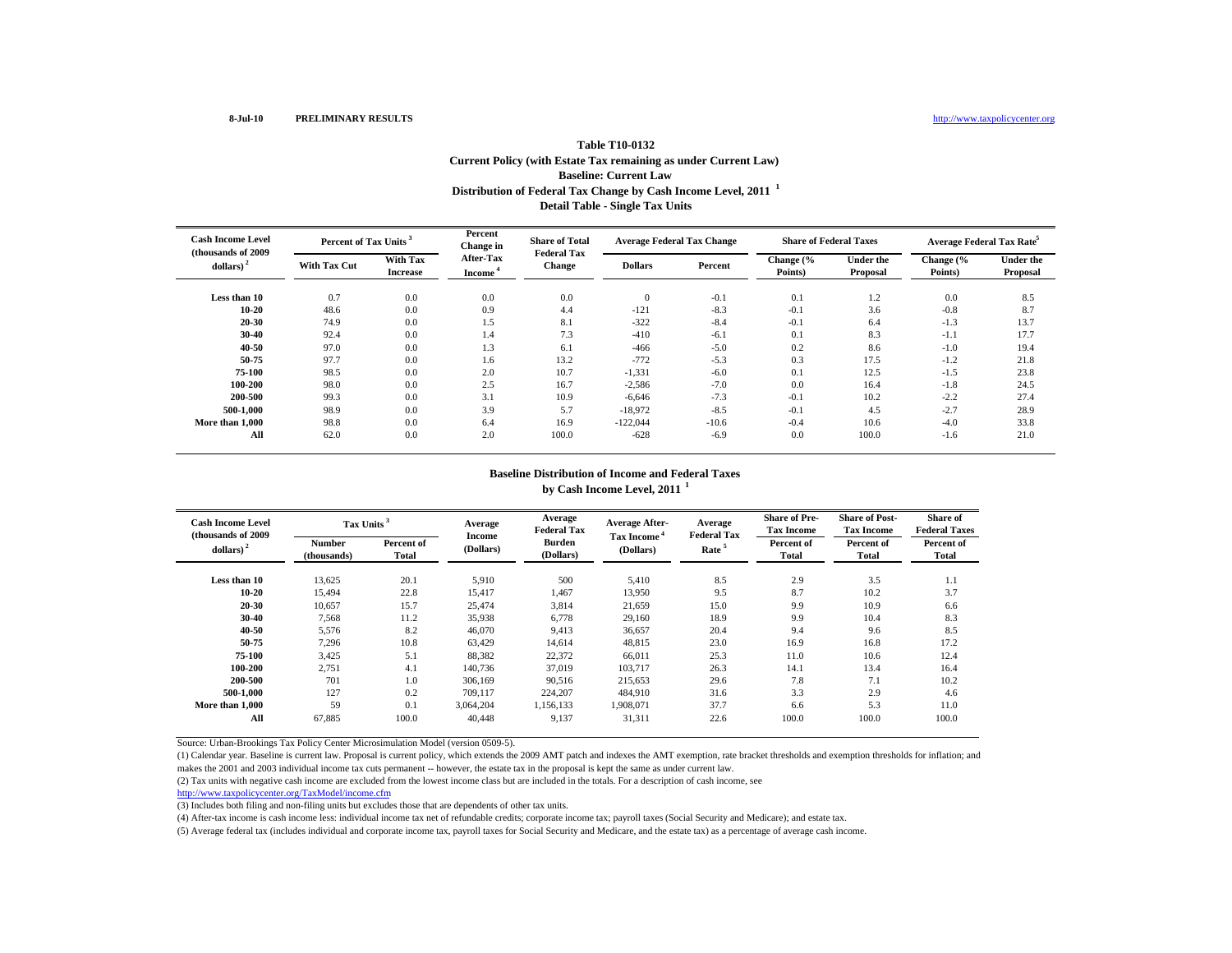8-Jul-10 PRELIMINARY RESULTS http://www.taxpolicycenter.org

# Table T10-0132

## Current Policy (with Estate Tax remaining as under Current Law)

### Baseline: Current Law

### Distribution of Federal Tax Change by Cash Income Level, 2011 [1]

### Detail Table - Single Tax Units

| Cash Income Level (thousands of 2009 dollars) [2] | Percent of Tax Units [3] | | Percent Change in After-Tax Income [4] | Share of Total Federal Tax Change | Average Federal Tax Change | | Share of Federal Taxes | | Average Federal Tax Rate [5] | |
|---|---|---|---|---|---|---|---|---|---|---|
| | With Tax Cut | With Tax Increase | | | Dollars | Percent | Change (% Points) | Under the Proposal | Change (% Points) | Under the Proposal |
| Less than 10 | 0.7 | 0.0 | 0.0 | 0.0 | 0 | -0.1 | 0.1 | 1.2 | 0.0 | 8.5 |
| 10-20 | 48.6 | 0.0 | 0.9 | 4.4 | -121 | -8.3 | -0.1 | 3.6 | -0.8 | 8.7 |
| 20-30 | 74.9 | 0.0 | 1.5 | 8.1 | -322 | -8.4 | -0.1 | 6.4 | -1.3 | 13.7 |
| 30-40 | 92.4 | 0.0 | 1.4 | 7.3 | -410 | -6.1 | 0.1 | 8.3 | -1.1 | 17.7 |
| 40-50 | 97.0 | 0.0 | 1.3 | 6.1 | -466 | -5.0 | 0.2 | 8.6 | -1.0 | 19.4 |
| 50-75 | 97.7 | 0.0 | 1.6 | 13.2 | -772 | -5.3 | 0.3 | 17.5 | -1.2 | 21.8 |
| 75-100 | 98.5 | 0.0 | 2.0 | 10.7 | -1,331 | -6.0 | 0.1 | 12.5 | -1.5 | 23.8 |
| 100-200 | 98.0 | 0.0 | 2.5 | 16.7 | -2,586 | -7.0 | 0.0 | 16.4 | -1.8 | 24.5 |
| 200-500 | 99.3 | 0.0 | 3.1 | 10.9 | -6,646 | -7.3 | -0.1 | 10.2 | -2.2 | 27.4 |
| 500-1,000 | 98.9 | 0.0 | 3.9 | 5.7 | -18,972 | -8.5 | -0.1 | 4.5 | -2.7 | 28.9 |
| More than 1,000 | 98.8 | 0.0 | 6.4 | 16.9 | -122,044 | -10.6 | -0.4 | 10.6 | -4.0 | 33.8 |
| All | 62.0 | 0.0 | 2.0 | 100.0 | -628 | -6.9 | 0.0 | 100.0 | -1.6 | 21.0 |

### Baseline Distribution of Income and Federal Taxes by Cash Income Level, 2011 [1]

| Cash Income Level (thousands of 2009 dollars) [2] | Tax Units [3] | | Average Income (Dollars) | Average Federal Tax Burden (Dollars) | Average After-Tax Income [4] (Dollars) | Average Federal Tax Rate [5] | Share of Pre-Tax Income | Share of Post-Tax Income | Share of Federal Taxes |
|---|---|---|---|---|---|---|---|---|---|
| | Number (thousands) | Percent of Total | | | | | Percent of Total | Percent of Total | Percent of Total |
| Less than 10 | 13,625 | 20.1 | 5,910 | 500 | 5,410 | 8.5 | 2.9 | 3.5 | 1.1 |
| 10-20 | 15,494 | 22.8 | 15,417 | 1,467 | 13,950 | 9.5 | 8.7 | 10.2 | 3.7 |
| 20-30 | 10,657 | 15.7 | 25,474 | 3,814 | 21,659 | 15.0 | 9.9 | 10.9 | 6.6 |
| 30-40 | 7,568 | 11.2 | 35,938 | 6,778 | 29,160 | 18.9 | 9.9 | 10.4 | 8.3 |
| 40-50 | 5,576 | 8.2 | 46,070 | 9,413 | 36,657 | 20.4 | 9.4 | 9.6 | 8.5 |
| 50-75 | 7,296 | 10.8 | 63,429 | 14,614 | 48,815 | 23.0 | 16.9 | 16.8 | 17.2 |
| 75-100 | 3,425 | 5.1 | 88,382 | 22,372 | 66,011 | 25.3 | 11.0 | 10.6 | 12.4 |
| 100-200 | 2,751 | 4.1 | 140,736 | 37,019 | 103,717 | 26.3 | 14.1 | 13.4 | 16.4 |
| 200-500 | 701 | 1.0 | 306,169 | 90,516 | 215,653 | 29.6 | 7.8 | 7.1 | 10.2 |
| 500-1,000 | 127 | 0.2 | 709,117 | 224,207 | 484,910 | 31.6 | 3.3 | 2.9 | 4.6 |
| More than 1,000 | 59 | 0.1 | 3,064,204 | 1,156,133 | 1,908,071 | 37.7 | 6.6 | 5.3 | 11.0 |
| All | 67,885 | 100.0 | 40,448 | 9,137 | 31,311 | 22.6 | 100.0 | 100.0 | 100.0 |

Source: Urban-Brookings Tax Policy Center Microsimulation Model (version 0509-5).

(1) Calendar year. Baseline is current law. Proposal is current policy, which extends the 2009 AMT patch and indexes the AMT exemption, rate bracket thresholds and exemption thresholds for inflation; and makes the 2001 and 2003 individual income tax cuts permanent -- however, the estate tax in the proposal is kept the same as under current law.

(2) Tax units with negative cash income are excluded from the lowest income class but are included in the totals. For a description of cash income, see http://www.taxpolicycenter.org/TaxModel/income.cfm

(3) Includes both filing and non-filing units but excludes those that are dependents of other tax units.

(4) After-tax income is cash income less: individual income tax net of refundable credits; corporate income tax; payroll taxes (Social Security and Medicare); and estate tax.

(5) Average federal tax (includes individual and corporate income tax, payroll taxes for Social Security and Medicare, and the estate tax) as a percentage of average cash income.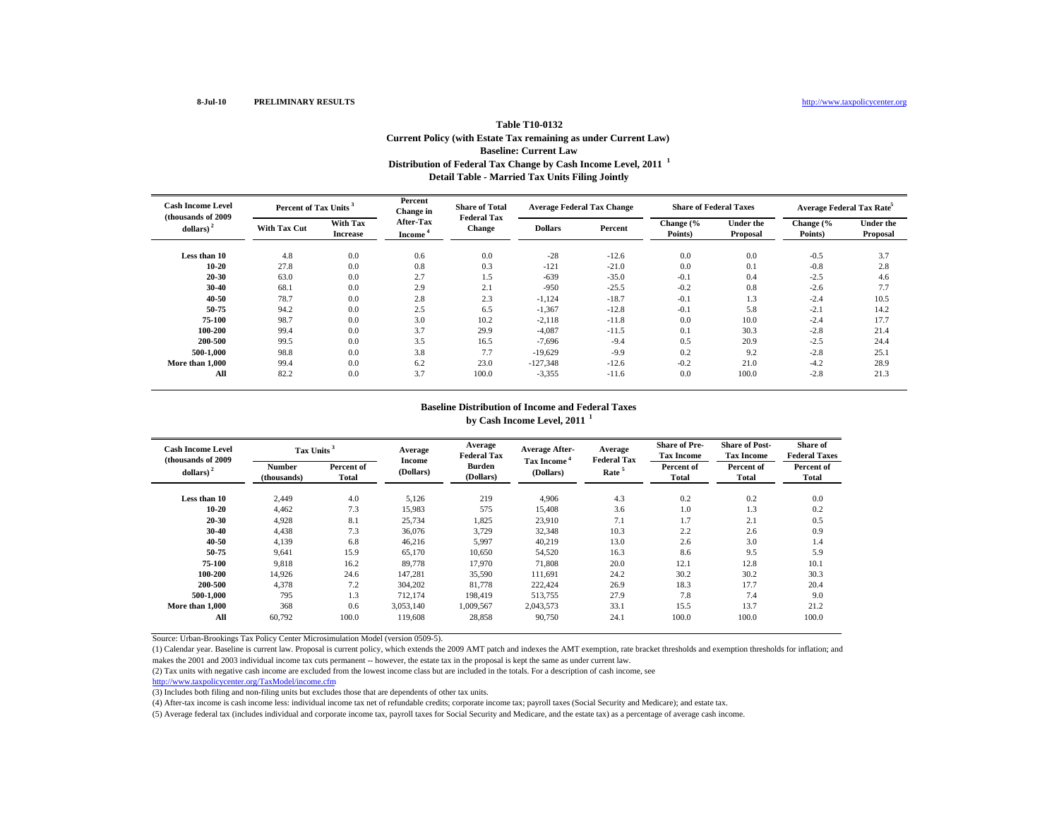8-Jul-10 PRELIMINARY RESULTS http://www.taxpolicycenter.org

## Table T10-0132
## Current Policy (with Estate Tax remaining as under Current Law)
## Baseline: Current Law
## Distribution of Federal Tax Change by Cash Income Level, 2011 [1]
## Detail Table - Married Tax Units Filing Jointly

| Cash Income Level (thousands of 2009 dollars) [2] | Percent of Tax Units [3] | | Percent Change in After-Tax Income [4] | Share of Total Federal Tax Change | Average Federal Tax Change | | Share of Federal Taxes | | Average Federal Tax Rate[5] | |
|---|---|---|---|---|---|---|---|---|---|---|
| | With Tax Cut | With Tax Increase | | | Dollars | Percent | Change (% Points) | Under the Proposal | Change (% Points) | Under the Proposal |
| Less than 10 | 4.8 | 0.0 | 0.6 | 0.0 | -28 | -12.6 | 0.0 | 0.0 | -0.5 | 3.7 |
| 10-20 | 27.8 | 0.0 | 0.8 | 0.3 | -121 | -21.0 | 0.0 | 0.1 | -0.8 | 2.8 |
| 20-30 | 63.0 | 0.0 | 2.7 | 1.5 | -639 | -35.0 | -0.1 | 0.4 | -2.5 | 4.6 |
| 30-40 | 68.1 | 0.0 | 2.9 | 2.1 | -950 | -25.5 | -0.2 | 0.8 | -2.6 | 7.7 |
| 40-50 | 78.7 | 0.0 | 2.8 | 2.3 | -1,124 | -18.7 | -0.1 | 1.3 | -2.4 | 10.5 |
| 50-75 | 94.2 | 0.0 | 2.5 | 6.5 | -1,367 | -12.8 | -0.1 | 5.8 | -2.1 | 14.2 |
| 75-100 | 98.7 | 0.0 | 3.0 | 10.2 | -2,118 | -11.8 | 0.0 | 10.0 | -2.4 | 17.7 |
| 100-200 | 99.4 | 0.0 | 3.7 | 29.9 | -4,087 | -11.5 | 0.1 | 30.3 | -2.8 | 21.4 |
| 200-500 | 99.5 | 0.0 | 3.5 | 16.5 | -7,696 | -9.4 | 0.5 | 20.9 | -2.5 | 24.4 |
| 500-1,000 | 98.8 | 0.0 | 3.8 | 7.7 | -19,629 | -9.9 | 0.2 | 9.2 | -2.8 | 25.1 |
| More than 1,000 | 99.4 | 0.0 | 6.2 | 23.0 | -127,348 | -12.6 | -0.2 | 21.0 | -4.2 | 28.9 |
| All | 82.2 | 0.0 | 3.7 | 100.0 | -3,355 | -11.6 | 0.0 | 100.0 | -2.8 | 21.3 |

### Baseline Distribution of Income and Federal Taxes by Cash Income Level, 2011 [1]

| Cash Income Level (thousands of 2009 dollars) [2] | Tax Units [3] | | Average Income (Dollars) | Average Federal Tax Burden (Dollars) | Average After-Tax Income [4] (Dollars) | Average Federal Tax Rate [5] | Share of Pre-Tax Income | Share of Post-Tax Income | Share of Federal Taxes |
|---|---|---|---|---|---|---|---|---|---|
| | Number (thousands) | Percent of Total | | | | | Percent of Total | Percent of Total | Percent of Total |
| Less than 10 | 2,449 | 4.0 | 5,126 | 219 | 4,906 | 4.3 | 0.2 | 0.2 | 0.0 |
| 10-20 | 4,462 | 7.3 | 15,983 | 575 | 15,408 | 3.6 | 1.0 | 1.3 | 0.2 |
| 20-30 | 4,928 | 8.1 | 25,734 | 1,825 | 23,910 | 7.1 | 1.7 | 2.1 | 0.5 |
| 30-40 | 4,438 | 7.3 | 36,076 | 3,729 | 32,348 | 10.3 | 2.2 | 2.6 | 0.9 |
| 40-50 | 4,139 | 6.8 | 46,216 | 5,997 | 40,219 | 13.0 | 2.6 | 3.0 | 1.4 |
| 50-75 | 9,641 | 15.9 | 65,170 | 10,650 | 54,520 | 16.3 | 8.6 | 9.5 | 5.9 |
| 75-100 | 9,818 | 16.2 | 89,778 | 17,970 | 71,808 | 20.0 | 12.1 | 12.8 | 10.1 |
| 100-200 | 14,926 | 24.6 | 147,281 | 35,590 | 111,691 | 24.2 | 30.2 | 30.2 | 30.3 |
| 200-500 | 4,378 | 7.2 | 304,202 | 81,778 | 222,424 | 26.9 | 18.3 | 17.7 | 20.4 |
| 500-1,000 | 795 | 1.3 | 712,174 | 198,419 | 513,755 | 27.9 | 7.8 | 7.4 | 9.0 |
| More than 1,000 | 368 | 0.6 | 3,053,140 | 1,009,567 | 2,043,573 | 33.1 | 15.5 | 13.7 | 21.2 |
| All | 60,792 | 100.0 | 119,608 | 28,858 | 90,750 | 24.1 | 100.0 | 100.0 | 100.0 |

Source: Urban-Brookings Tax Policy Center Microsimulation Model (version 0509-5).

(1) Calendar year. Baseline is current law. Proposal is current policy, which extends the 2009 AMT patch and indexes the AMT exemption, rate bracket thresholds and exemption thresholds for inflation; and makes the 2001 and 2003 individual income tax cuts permanent -- however, the estate tax in the proposal is kept the same as under current law.

(2) Tax units with negative cash income are excluded from the lowest income class but are included in the totals. For a description of cash income, see http://www.taxpolicycenter.org/TaxModel/income.cfm

(3) Includes both filing and non-filing units but excludes those that are dependents of other tax units.

(4) After-tax income is cash income less: individual income tax net of refundable credits; corporate income tax; payroll taxes (Social Security and Medicare); and estate tax.

(5) Average federal tax (includes individual and corporate income tax, payroll taxes for Social Security and Medicare, and the estate tax) as a percentage of average cash income.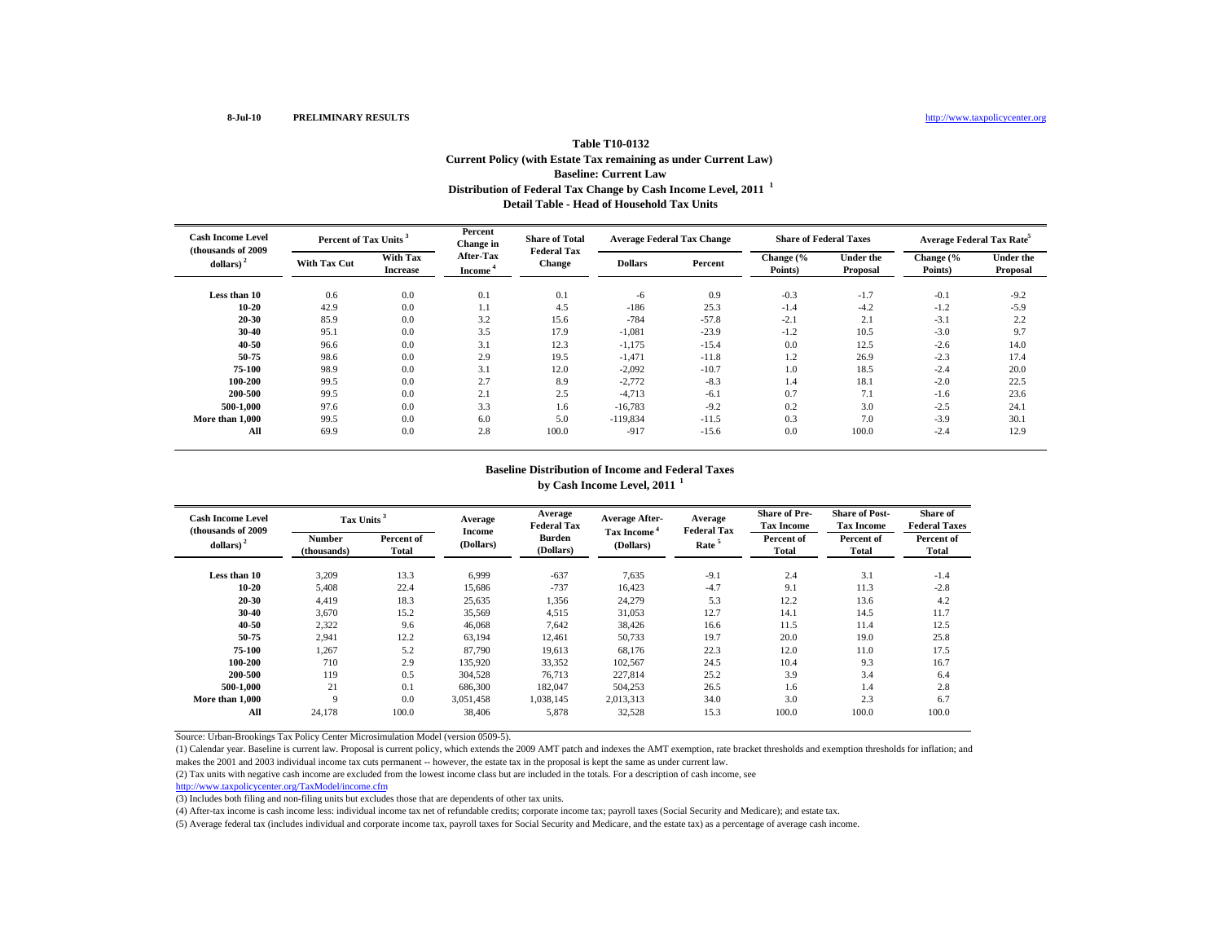8-Jul-10 PRELIMINARY RESULTS http://www.taxpolicycenter.org

## Table T10-0132

### Current Policy (with Estate Tax remaining as under Current Law)
### Baseline: Current Law
### Distribution of Federal Tax Change by Cash Income Level, 2011 [1]
### Detail Table - Head of Household Tax Units

| Cash Income Level (thousands of 2009 dollars) [2] | Percent of Tax Units [3] | | Percent Change in After-Tax Income [4] | Share of Total Federal Tax Change | Average Federal Tax Change | | Share of Federal Taxes | | Average Federal Tax Rate [5] | |
|---|---|---|---|---|---|---|---|---|---|---|
| | With Tax Cut | With Tax Increase | | | Dollars | Percent | Change (% Points) | Under the Proposal | Change (% Points) | Under the Proposal |
| Less than 10 | 0.6 | 0.0 | 0.1 | 0.1 | -6 | 0.9 | -0.3 | -1.7 | -0.1 | -9.2 |
| 10-20 | 42.9 | 0.0 | 1.1 | 4.5 | -186 | 25.3 | -1.4 | -4.2 | -1.2 | -5.9 |
| 20-30 | 85.9 | 0.0 | 3.2 | 15.6 | -784 | -57.8 | -2.1 | 2.1 | -3.1 | 2.2 |
| 30-40 | 95.1 | 0.0 | 3.5 | 17.9 | -1,081 | -23.9 | -1.2 | 10.5 | -3.0 | 9.7 |
| 40-50 | 96.6 | 0.0 | 3.1 | 12.3 | -1,175 | -15.4 | 0.0 | 12.5 | -2.6 | 14.0 |
| 50-75 | 98.6 | 0.0 | 2.9 | 19.5 | -1,471 | -11.8 | 1.2 | 26.9 | -2.3 | 17.4 |
| 75-100 | 98.9 | 0.0 | 3.1 | 12.0 | -2,092 | -10.7 | 1.0 | 18.5 | -2.4 | 20.0 |
| 100-200 | 99.5 | 0.0 | 2.7 | 8.9 | -2,772 | -8.3 | 1.4 | 18.1 | -2.0 | 22.5 |
| 200-500 | 99.5 | 0.0 | 2.1 | 2.5 | -4,713 | -6.1 | 0.7 | 7.1 | -1.6 | 23.6 |
| 500-1,000 | 97.6 | 0.0 | 3.3 | 1.6 | -16,783 | -9.2 | 0.2 | 3.0 | -2.5 | 24.1 |
| More than 1,000 | 99.5 | 0.0 | 6.0 | 5.0 | -119,834 | -11.5 | 0.3 | 7.0 | -3.9 | 30.1 |
| All | 69.9 | 0.0 | 2.8 | 100.0 | -917 | -15.6 | 0.0 | 100.0 | -2.4 | 12.9 |

### Baseline Distribution of Income and Federal Taxes by Cash Income Level, 2011 [1]

| Cash Income Level (thousands of 2009 dollars) [2] | Tax Units [3] | | Average Income (Dollars) | Average Federal Tax Burden (Dollars) | Average After-Tax Income [4] (Dollars) | Average Federal Tax Rate [5] | Share of Pre-Tax Income | Share of Post-Tax Income | Share of Federal Taxes |
|---|---|---|---|---|---|---|---|---|---|
| | Number (thousands) | Percent of Total | | | | | Percent of Total | Percent of Total | Percent of Total |
| Less than 10 | 3,209 | 13.3 | 6,999 | -637 | 7,635 | -9.1 | 2.4 | 3.1 | -1.4 |
| 10-20 | 5,408 | 22.4 | 15,686 | -737 | 16,423 | -4.7 | 9.1 | 11.3 | -2.8 |
| 20-30 | 4,419 | 18.3 | 25,635 | 1,356 | 24,279 | 5.3 | 12.2 | 13.6 | 4.2 |
| 30-40 | 3,670 | 15.2 | 35,569 | 4,515 | 31,053 | 12.7 | 14.1 | 14.5 | 11.7 |
| 40-50 | 2,322 | 9.6 | 46,068 | 7,642 | 38,426 | 16.6 | 11.5 | 11.4 | 12.5 |
| 50-75 | 2,941 | 12.2 | 63,194 | 12,461 | 50,733 | 19.7 | 20.0 | 19.0 | 25.8 |
| 75-100 | 1,267 | 5.2 | 87,790 | 19,613 | 68,176 | 22.3 | 12.0 | 11.0 | 17.5 |
| 100-200 | 710 | 2.9 | 135,920 | 33,352 | 102,567 | 24.5 | 10.4 | 9.3 | 16.7 |
| 200-500 | 119 | 0.5 | 304,528 | 76,713 | 227,814 | 25.2 | 3.9 | 3.4 | 6.4 |
| 500-1,000 | 21 | 0.1 | 686,300 | 182,047 | 504,253 | 26.5 | 1.6 | 1.4 | 2.8 |
| More than 1,000 | 9 | 0.0 | 3,051,458 | 1,038,145 | 2,013,313 | 34.0 | 3.0 | 2.3 | 6.7 |
| All | 24,178 | 100.0 | 38,406 | 5,878 | 32,528 | 15.3 | 100.0 | 100.0 | 100.0 |

Source: Urban-Brookings Tax Policy Center Microsimulation Model (version 0509-5).

(1) Calendar year. Baseline is current law. Proposal is current policy, which extends the 2009 AMT patch and indexes the AMT exemption, rate bracket thresholds and exemption thresholds for inflation; and makes the 2001 and 2003 individual income tax cuts permanent -- however, the estate tax in the proposal is kept the same as under current law.

(2) Tax units with negative cash income are excluded from the lowest income class but are included in the totals. For a description of cash income, see http://www.taxpolicycenter.org/TaxModel/income.cfm

(3) Includes both filing and non-filing units but excludes those that are dependents of other tax units.

(4) After-tax income is cash income less: individual income tax net of refundable credits; corporate income tax; payroll taxes (Social Security and Medicare); and estate tax.

(5) Average federal tax (includes individual and corporate income tax, payroll taxes for Social Security and Medicare, and the estate tax) as a percentage of average cash income.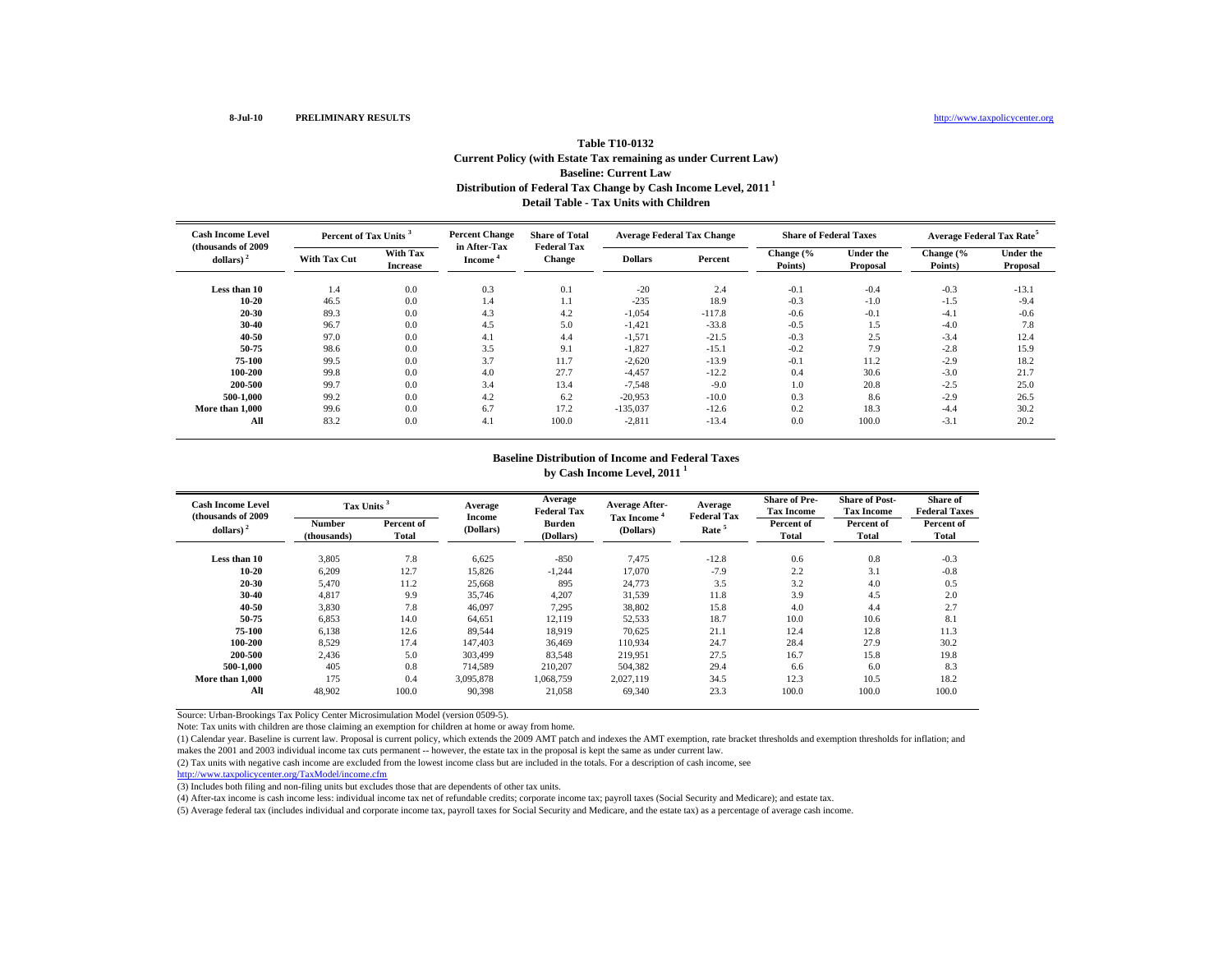8-Jul-10 **PRELIMINARY RESULTS** http://www.taxpolicycenter.org

## Table T10-0132
### Current Policy (with Estate Tax remaining as under Current Law)
### Baseline: Current Law
### Distribution of Federal Tax Change by Cash Income Level, 2011 [1]
### Detail Table - Tax Units with Children

| Cash Income Level (thousands of 2009 dollars) [2] | Percent of Tax Units [3] | | Percent Change in After-Tax Income [4] | Share of Total Federal Tax Change | Average Federal Tax Change | | Share of Federal Taxes | | Average Federal Tax Rate [5] | |
|---|---|---|---|---|---|---|---|---|---|---|
| | With Tax Cut | With Tax Increase | | | Dollars | Percent | Change (% Points) | Under the Proposal | Change (% Points) | Under the Proposal |
| Less than 10 | 1.4 | 0.0 | 0.3 | 0.1 | -20 | 2.4 | -0.1 | -0.4 | -0.3 | -13.1 |
| 10-20 | 46.5 | 0.0 | 1.4 | 1.1 | -235 | 18.9 | -0.3 | -1.0 | -1.5 | -9.4 |
| 20-30 | 89.3 | 0.0 | 4.3 | 4.2 | -1,054 | -117.8 | -0.6 | -0.1 | -4.1 | -0.6 |
| 30-40 | 96.7 | 0.0 | 4.5 | 5.0 | -1,421 | -33.8 | -0.5 | 1.5 | -4.0 | 7.8 |
| 40-50 | 97.0 | 0.0 | 4.1 | 4.4 | -1,571 | -21.5 | -0.3 | 2.5 | -3.4 | 12.4 |
| 50-75 | 98.6 | 0.0 | 3.5 | 9.1 | -1,827 | -15.1 | -0.2 | 7.9 | -2.8 | 15.9 |
| 75-100 | 99.5 | 0.0 | 3.7 | 11.7 | -2,620 | -13.9 | -0.1 | 11.2 | -2.9 | 18.2 |
| 100-200 | 99.8 | 0.0 | 4.0 | 27.7 | -4,457 | -12.2 | 0.4 | 30.6 | -3.0 | 21.7 |
| 200-500 | 99.7 | 0.0 | 3.4 | 13.4 | -7,548 | -9.0 | 1.0 | 20.8 | -2.5 | 25.0 |
| 500-1,000 | 99.2 | 0.0 | 4.2 | 6.2 | -20,953 | -10.0 | 0.3 | 8.6 | -2.9 | 26.5 |
| More than 1,000 | 99.6 | 0.0 | 6.7 | 17.2 | -135,037 | -12.6 | 0.2 | 18.3 | -4.4 | 30.2 |
| All | 83.2 | 0.0 | 4.1 | 100.0 | -2,811 | -13.4 | 0.0 | 100.0 | -3.1 | 20.2 |

### Baseline Distribution of Income and Federal Taxes by Cash Income Level, 2011 [1]

| Cash Income Level (thousands of 2009 dollars) [2] | Tax Units [3] | | Average Income (Dollars) | Average Federal Tax Burden (Dollars) | Average After-Tax Income [4] (Dollars) | Average Federal Tax Rate [5] | Share of Pre-Tax Income | Share of Post-Tax Income | Share of Federal Taxes |
|---|---|---|---|---|---|---|---|---|---|
| | Number (thousands) | Percent of Total | | | | | Percent of Total | Percent of Total | Percent of Total |
| Less than 10 | 3,805 | 7.8 | 6,625 | -850 | 7,475 | -12.8 | 0.6 | 0.8 | -0.3 |
| 10-20 | 6,209 | 12.7 | 15,826 | -1,244 | 17,070 | -7.9 | 2.2 | 3.1 | -0.8 |
| 20-30 | 5,470 | 11.2 | 25,668 | 895 | 24,773 | 3.5 | 3.2 | 4.0 | 0.5 |
| 30-40 | 4,817 | 9.9 | 35,746 | 4,207 | 31,539 | 11.8 | 3.9 | 4.5 | 2.0 |
| 40-50 | 3,830 | 7.8 | 46,097 | 7,295 | 38,802 | 15.8 | 4.0 | 4.4 | 2.7 |
| 50-75 | 6,853 | 14.0 | 64,651 | 12,119 | 52,533 | 18.7 | 10.0 | 10.6 | 8.1 |
| 75-100 | 6,138 | 12.6 | 89,544 | 18,919 | 70,625 | 21.1 | 12.4 | 12.8 | 11.3 |
| 100-200 | 8,529 | 17.4 | 147,403 | 36,469 | 110,934 | 24.7 | 28.4 | 27.9 | 30.2 |
| 200-500 | 2,436 | 5.0 | 303,499 | 83,548 | 219,951 | 27.5 | 16.7 | 15.8 | 19.8 |
| 500-1,000 | 405 | 0.8 | 714,589 | 210,207 | 504,382 | 29.4 | 6.6 | 6.0 | 8.3 |
| More than 1,000 | 175 | 0.4 | 3,095,878 | 1,068,759 | 2,027,119 | 34.5 | 12.3 | 10.5 | 18.2 |
| All | 48,902 | 100.0 | 90,398 | 21,058 | 69,340 | 23.3 | 100.0 | 100.0 | 100.0 |

Source: Urban-Brookings Tax Policy Center Microsimulation Model (version 0509-5).

Note: Tax units with children are those claiming an exemption for children at home or away from home.

(1) Calendar year. Baseline is current law. Proposal is current policy, which extends the 2009 AMT patch and indexes the AMT exemption, rate bracket thresholds and exemption thresholds for inflation; and makes the 2001 and 2003 individual income tax cuts permanent -- however, the estate tax in the proposal is kept the same as under current law.

(2) Tax units with negative cash income are excluded from the lowest income class but are included in the totals. For a description of cash income, see http://www.taxpolicycenter.org/TaxModel/income.cfm

(3) Includes both filing and non-filing units but excludes those that are dependents of other tax units.

(4) After-tax income is cash income less: individual income tax net of refundable credits; corporate income tax; payroll taxes (Social Security and Medicare); and estate tax.

(5) Average federal tax (includes individual and corporate income tax, payroll taxes for Social Security and Medicare, and the estate tax) as a percentage of average cash income.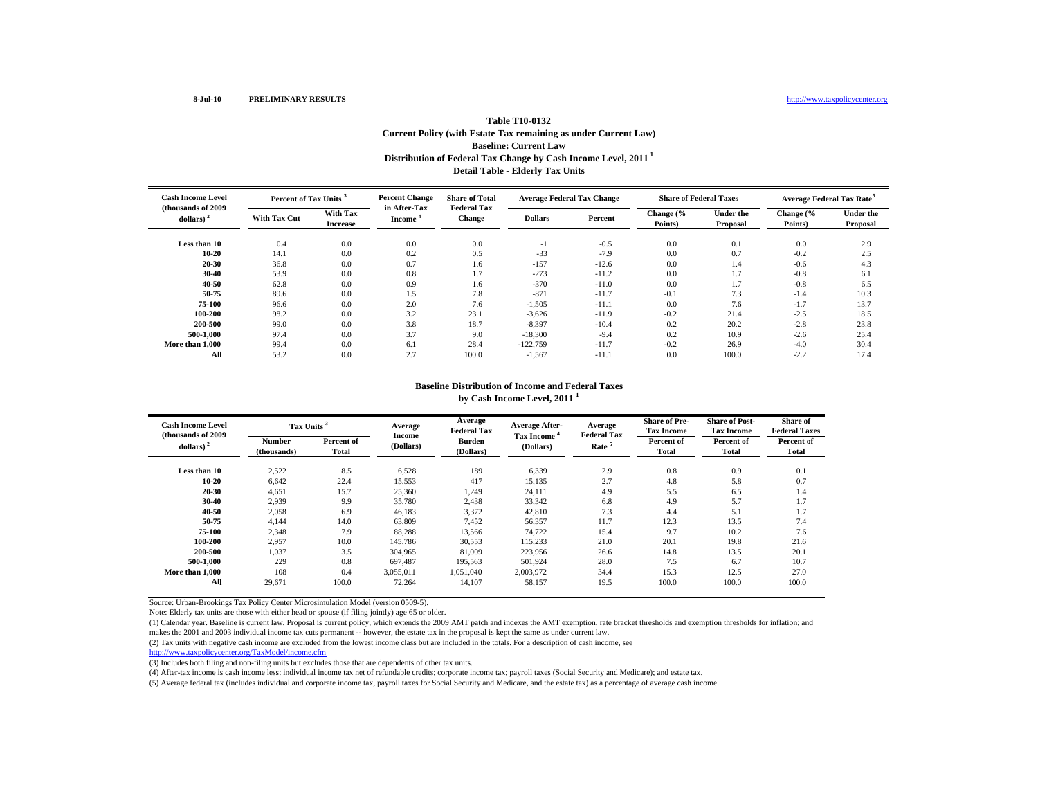8-Jul-10 **PRELIMINARY RESULTS** http://www.taxpolicycenter.org

## Table T10-0132
### Current Policy (with Estate Tax remaining as under Current Law)
### Baseline: Current Law
### Distribution of Federal Tax Change by Cash Income Level, 2011 [1]
### Detail Table - Elderly Tax Units

| Cash Income Level (thousands of 2009 dollars) [2] | Percent of Tax Units [3] | | Percent Change in After-Tax Income [4] | Share of Total Federal Tax Change | Average Federal Tax Change | | Share of Federal Taxes | | Average Federal Tax Rate [5] | |
|---|---|---|---|---|---|---|---|---|---|---|
| | With Tax Cut | With Tax Increase | | | Dollars | Percent | Change (% Points) | Under the Proposal | Change (% Points) | Under the Proposal |
| Less than 10 | 0.4 | 0.0 | 0.0 | 0.0 | -1 | -0.5 | 0.0 | 0.1 | 0.0 | 2.9 |
| 10-20 | 14.1 | 0.0 | 0.2 | 0.5 | -33 | -7.9 | 0.0 | 0.7 | -0.2 | 2.5 |
| 20-30 | 36.8 | 0.0 | 0.7 | 1.6 | -157 | -12.6 | 0.0 | 1.4 | -0.6 | 4.3 |
| 30-40 | 53.9 | 0.0 | 0.8 | 1.7 | -273 | -11.2 | 0.0 | 1.7 | -0.8 | 6.1 |
| 40-50 | 62.8 | 0.0 | 0.9 | 1.6 | -370 | -11.0 | 0.0 | 1.7 | -0.8 | 6.5 |
| 50-75 | 89.6 | 0.0 | 1.5 | 7.8 | -871 | -11.7 | -0.1 | 7.3 | -1.4 | 10.3 |
| 75-100 | 96.6 | 0.0 | 2.0 | 7.6 | -1,505 | -11.1 | 0.0 | 7.6 | -1.7 | 13.7 |
| 100-200 | 98.2 | 0.0 | 3.2 | 23.1 | -3,626 | -11.9 | -0.2 | 21.4 | -2.5 | 18.5 |
| 200-500 | 99.0 | 0.0 | 3.8 | 18.7 | -8,397 | -10.4 | 0.2 | 20.2 | -2.8 | 23.8 |
| 500-1,000 | 97.4 | 0.0 | 3.7 | 9.0 | -18,300 | -9.4 | 0.2 | 10.9 | -2.6 | 25.4 |
| More than 1,000 | 99.4 | 0.0 | 6.1 | 28.4 | -122,759 | -11.7 | -0.2 | 26.9 | -4.0 | 30.4 |
| All | 53.2 | 0.0 | 2.7 | 100.0 | -1,567 | -11.1 | 0.0 | 100.0 | -2.2 | 17.4 |

### Baseline Distribution of Income and Federal Taxes by Cash Income Level, 2011 [1]

| Cash Income Level (thousands of 2009 dollars) [2] | Tax Units [3] | | Average Income (Dollars) | Average Federal Tax Burden (Dollars) | Average After-Tax Income [4] (Dollars) | Average Federal Tax Rate [5] | Share of Pre-Tax Income | Share of Post-Tax Income | Share of Federal Taxes |
|---|---|---|---|---|---|---|---|---|---|
| | Number (thousands) | Percent of Total | | | | | Percent of Total | Percent of Total | Percent of Total |
| Less than 10 | 2,522 | 8.5 | 6,528 | 189 | 6,339 | 2.9 | 0.8 | 0.9 | 0.1 |
| 10-20 | 6,642 | 22.4 | 15,553 | 417 | 15,135 | 2.7 | 4.8 | 5.8 | 0.7 |
| 20-30 | 4,651 | 15.7 | 25,360 | 1,249 | 24,111 | 4.9 | 5.5 | 6.5 | 1.4 |
| 30-40 | 2,939 | 9.9 | 35,780 | 2,438 | 33,342 | 6.8 | 4.9 | 5.7 | 1.7 |
| 40-50 | 2,058 | 6.9 | 46,183 | 3,372 | 42,810 | 7.3 | 4.4 | 5.1 | 1.7 |
| 50-75 | 4,144 | 14.0 | 63,809 | 7,452 | 56,357 | 11.7 | 12.3 | 13.5 | 7.4 |
| 75-100 | 2,348 | 7.9 | 88,288 | 13,566 | 74,722 | 15.4 | 9.7 | 10.2 | 7.6 |
| 100-200 | 2,957 | 10.0 | 145,786 | 30,553 | 115,233 | 21.0 | 20.1 | 19.8 | 21.6 |
| 200-500 | 1,037 | 3.5 | 304,965 | 81,009 | 223,956 | 26.6 | 14.8 | 13.5 | 20.1 |
| 500-1,000 | 229 | 0.8 | 697,487 | 195,563 | 501,924 | 28.0 | 7.5 | 6.7 | 10.7 |
| More than 1,000 | 108 | 0.4 | 3,055,011 | 1,051,040 | 2,003,972 | 34.4 | 15.3 | 12.5 | 27.0 |
| All | 29,671 | 100.0 | 72,264 | 14,107 | 58,157 | 19.5 | 100.0 | 100.0 | 100.0 |

Source: Urban-Brookings Tax Policy Center Microsimulation Model (version 0509-5).

Note: Elderly tax units are those with either head or spouse (if filing jointly) age 65 or older.

(1) Calendar year. Baseline is current law. Proposal is current policy, which extends the 2009 AMT patch and indexes the AMT exemption, rate bracket thresholds and exemption thresholds for inflation; and makes the 2001 and 2003 individual income tax cuts permanent -- however, the estate tax in the proposal is kept the same as under current law.

(2) Tax units with negative cash income are excluded from the lowest income class but are included in the totals. For a description of cash income, see http://www.taxpolicycenter.org/TaxModel/income.cfm

(3) Includes both filing and non-filing units but excludes those that are dependents of other tax units.

(4) After-tax income is cash income less: individual income tax net of refundable credits; corporate income tax; payroll taxes (Social Security and Medicare); and estate tax.

(5) Average federal tax (includes individual and corporate income tax, payroll taxes for Social Security and Medicare, and the estate tax) as a percentage of average cash income.